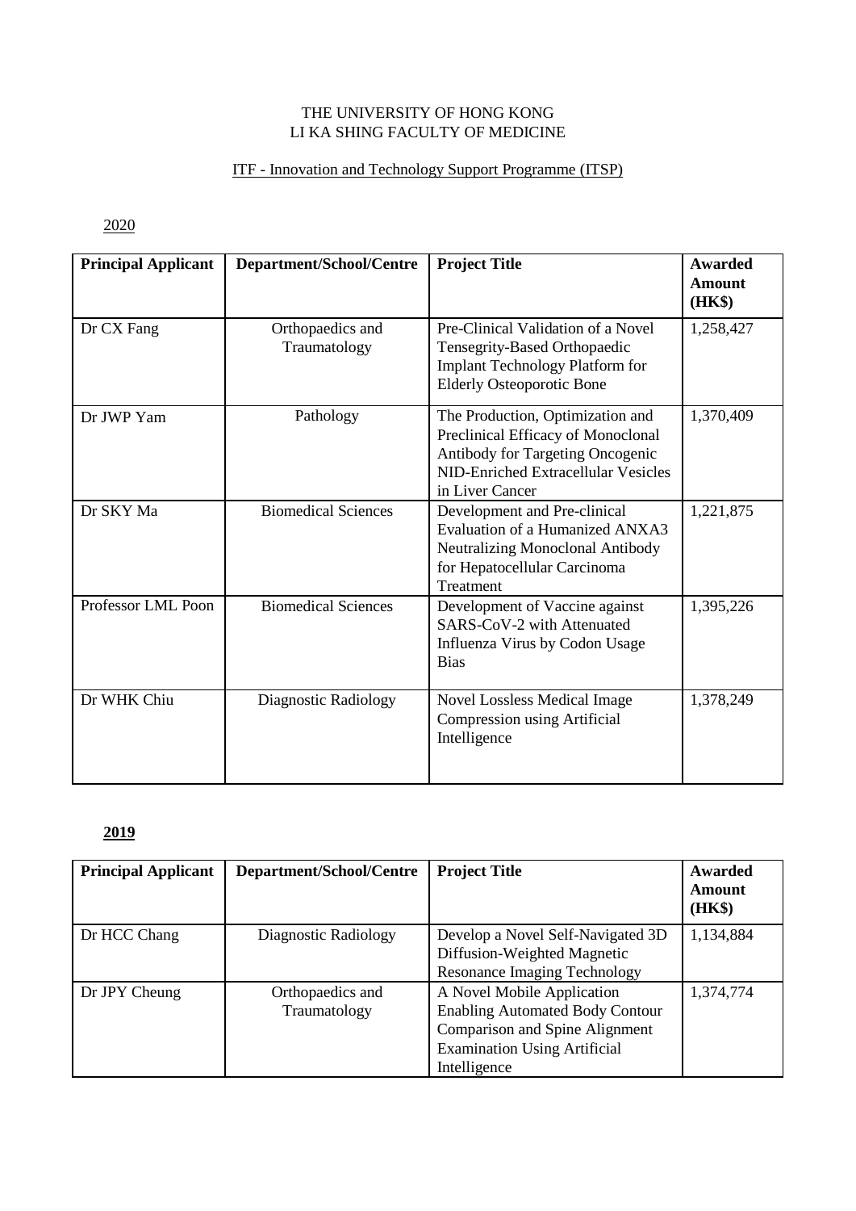THE UNIVERSITY OF HONG KONG
LI KA SHING FACULTY OF MEDICINE

ITF - Innovation and Technology Support Programme (ITSP)

2020

| **Principal Applicant** | **Department/School/Centre** | **Project Title** | **Awarded Amount (HK$)** |
|---|---|---|---|
| Dr CX Fang | Orthopaedics and Traumatology | Pre-Clinical Validation of a Novel Tensegrity-Based Orthopaedic Implant Technology Platform for Elderly Osteoporotic Bone | 1,258,427 |
| Dr JWP Yam | Pathology | The Production, Optimization and Preclinical Efficacy of Monoclonal Antibody for Targeting Oncogenic NID-Enriched Extracellular Vesicles in Liver Cancer | 1,370,409 |
| Dr SKY Ma | Biomedical Sciences | Development and Pre-clinical Evaluation of a Humanized ANXA3 Neutralizing Monoclonal Antibody for Hepatocellular Carcinoma Treatment | 1,221,875 |
| Professor LML Poon | Biomedical Sciences | Development of Vaccine against SARS-CoV-2 with Attenuated Influenza Virus by Codon Usage Bias | 1,395,226 |
| Dr WHK Chiu | Diagnostic Radiology | Novel Lossless Medical Image Compression using Artificial Intelligence | 1,378,249 |

**2019**

| **Principal Applicant** | **Department/School/Centre** | **Project Title** | **Awarded Amount (HK$)** |
|---|---|---|---|
| Dr HCC Chang | Diagnostic Radiology | Develop a Novel Self-Navigated 3D Diffusion-Weighted Magnetic Resonance Imaging Technology | 1,134,884 |
| Dr JPY Cheung | Orthopaedics and Traumatology | A Novel Mobile Application Enabling Automated Body Contour Comparison and Spine Alignment Examination Using Artificial Intelligence | 1,374,774 |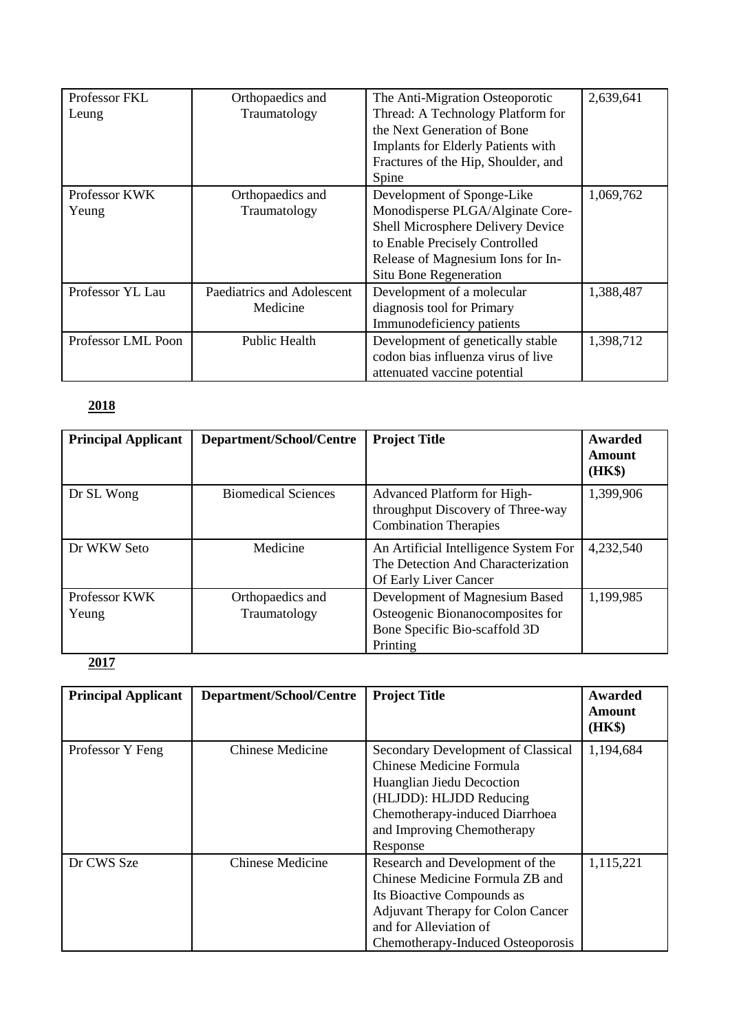| Professor FKL Leung | Orthopaedics and Traumatology | The Anti-Migration Osteoporotic Thread: A Technology Platform for the Next Generation of Bone Implants for Elderly Patients with Fractures of the Hip, Shoulder, and Spine | 2,639,641 |
|---|---|---|---|
| Professor KWK Yeung | Orthopaedics and Traumatology | Development of Sponge-Like Monodisperse PLGA/Alginate Core-Shell Microsphere Delivery Device to Enable Precisely Controlled Release of Magnesium Ions for In-Situ Bone Regeneration | 1,069,762 |
| Professor YL Lau | Paediatrics and Adolescent Medicine | Development of a molecular diagnosis tool for Primary Immunodeficiency patients | 1,388,487 |
| Professor LML Poon | Public Health | Development of genetically stable codon bias influenza virus of live attenuated vaccine potential | 1,398,712 |

**2018**

| **Principal Applicant** | **Department/School/Centre** | **Project Title** | **Awarded Amount (HK$)** |
|---|---|---|---|
| Dr SL Wong | Biomedical Sciences | Advanced Platform for High-throughput Discovery of Three-way Combination Therapies | 1,399,906 |
| Dr WKW Seto | Medicine | An Artificial Intelligence System For The Detection And Characterization Of Early Liver Cancer | 4,232,540 |
| Professor KWK Yeung | Orthopaedics and Traumatology | Development of Magnesium Based Osteogenic Bionanocomposites for Bone Specific Bio-scaffold 3D Printing | 1,199,985 |

**2017**

| **Principal Applicant** | **Department/School/Centre** | **Project Title** | **Awarded Amount (HK$)** |
|---|---|---|---|
| Professor Y Feng | Chinese Medicine | Secondary Development of Classical Chinese Medicine Formula Huanglian Jiedu Decoction (HLJDD): HLJDD Reducing Chemotherapy-induced Diarrhoea and Improving Chemotherapy Response | 1,194,684 |
| Dr CWS Sze | Chinese Medicine | Research and Development of the Chinese Medicine Formula ZB and Its Bioactive Compounds as Adjuvant Therapy for Colon Cancer and for Alleviation of Chemotherapy-Induced Osteoporosis | 1,115,221 |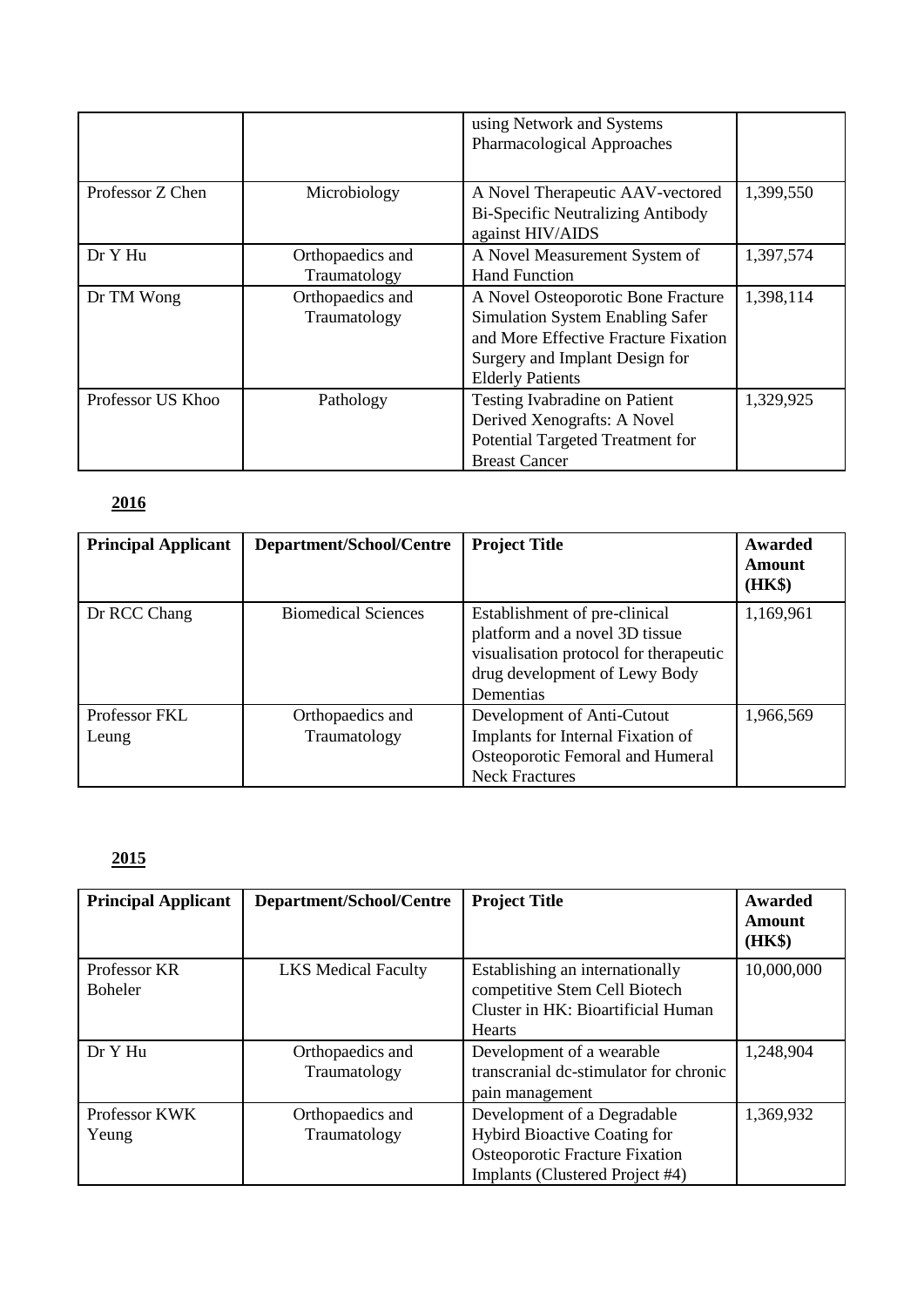| | | using Network and Systems Pharmacological Approaches | |
|---|---|---|---|
| Professor Z Chen | Microbiology | A Novel Therapeutic AAV-vectored Bi-Specific Neutralizing Antibody against HIV/AIDS | 1,399,550 |
| Dr Y Hu | Orthopaedics and Traumatology | A Novel Measurement System of Hand Function | 1,397,574 |
| Dr TM Wong | Orthopaedics and Traumatology | A Novel Osteoporotic Bone Fracture Simulation System Enabling Safer and More Effective Fracture Fixation Surgery and Implant Design for Elderly Patients | 1,398,114 |
| Professor US Khoo | Pathology | Testing Ivabradine on Patient Derived Xenografts: A Novel Potential Targeted Treatment for Breast Cancer | 1,329,925 |

**2016**

| **Principal Applicant** | **Department/School/Centre** | **Project Title** | **Awarded Amount (HK$)** |
|---|---|---|---|
| Dr RCC Chang | Biomedical Sciences | Establishment of pre-clinical platform and a novel 3D tissue visualisation protocol for therapeutic drug development of Lewy Body Dementias | 1,169,961 |
| Professor FKL Leung | Orthopaedics and Traumatology | Development of Anti-Cutout Implants for Internal Fixation of Osteoporotic Femoral and Humeral Neck Fractures | 1,966,569 |

**2015**

| **Principal Applicant** | **Department/School/Centre** | **Project Title** | **Awarded Amount (HK$)** |
|---|---|---|---|
| Professor KR Boheler | LKS Medical Faculty | Establishing an internationally competitive Stem Cell Biotech Cluster in HK: Bioartificial Human Hearts | 10,000,000 |
| Dr Y Hu | Orthopaedics and Traumatology | Development of a wearable transcranial dc-stimulator for chronic pain management | 1,248,904 |
| Professor KWK Yeung | Orthopaedics and Traumatology | Development of a Degradable Hybird Bioactive Coating for Osteoporotic Fracture Fixation Implants (Clustered Project #4) | 1,369,932 |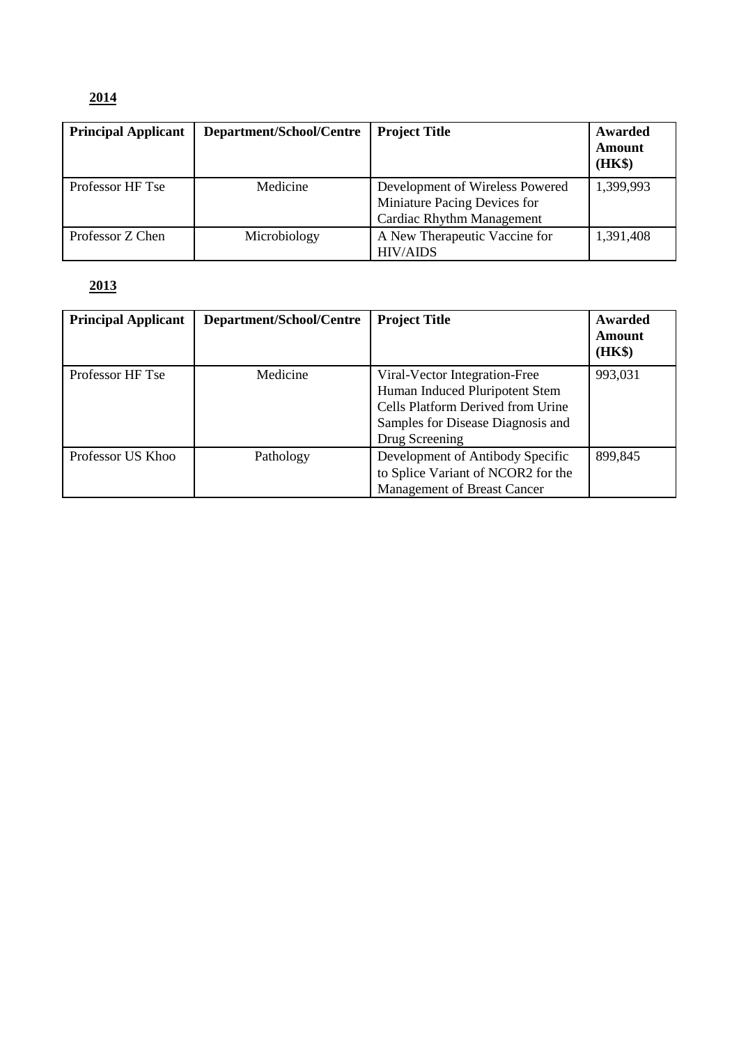**2014**

| Principal Applicant | Department/School/Centre | Project Title | Awarded Amount (HK$) |
|---|---|---|---|
| Professor HF Tse | Medicine | Development of Wireless Powered Miniature Pacing Devices for Cardiac Rhythm Management | 1,399,993 |
| Professor Z Chen | Microbiology | A New Therapeutic Vaccine for HIV/AIDS | 1,391,408 |

**2013**

| Principal Applicant | Department/School/Centre | Project Title | Awarded Amount (HK$) |
|---|---|---|---|
| Professor HF Tse | Medicine | Viral-Vector Integration-Free Human Induced Pluripotent Stem Cells Platform Derived from Urine Samples for Disease Diagnosis and Drug Screening | 993,031 |
| Professor US Khoo | Pathology | Development of Antibody Specific to Splice Variant of NCOR2 for the Management of Breast Cancer | 899,845 |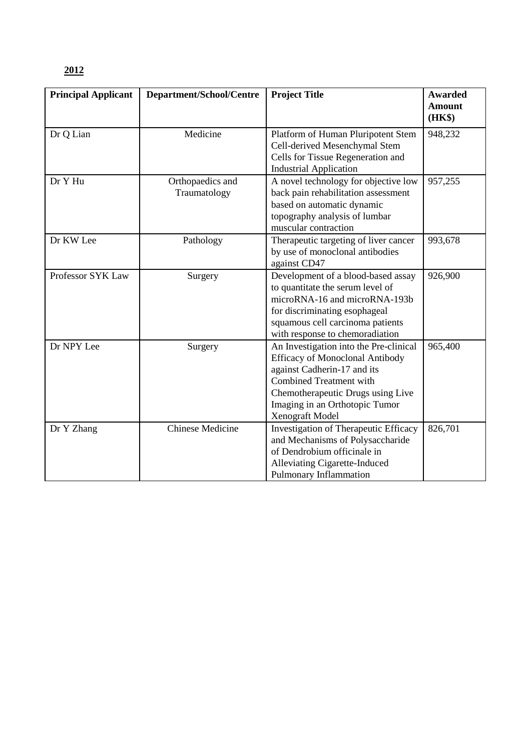**2012**

| Principal Applicant | Department/School/Centre | Project Title | Awarded Amount (HK$) |
|---|---|---|---|
| Dr Q Lian | Medicine | Platform of Human Pluripotent Stem Cell-derived Mesenchymal Stem Cells for Tissue Regeneration and Industrial Application | 948,232 |
| Dr Y Hu | Orthopaedics and Traumatology | A novel technology for objective low back pain rehabilitation assessment based on automatic dynamic topography analysis of lumbar muscular contraction | 957,255 |
| Dr KW Lee | Pathology | Therapeutic targeting of liver cancer by use of monoclonal antibodies against CD47 | 993,678 |
| Professor SYK Law | Surgery | Development of a blood-based assay to quantitate the serum level of microRNA-16 and microRNA-193b for discriminating esophageal squamous cell carcinoma patients with response to chemoradiation | 926,900 |
| Dr NPY Lee | Surgery | An Investigation into the Pre-clinical Efficacy of Monoclonal Antibody against Cadherin-17 and its Combined Treatment with Chemotherapeutic Drugs using Live Imaging in an Orthotopic Tumor Xenograft Model | 965,400 |
| Dr Y Zhang | Chinese Medicine | Investigation of Therapeutic Efficacy and Mechanisms of Polysaccharide of Dendrobium officinale in Alleviating Cigarette-Induced Pulmonary Inflammation | 826,701 |